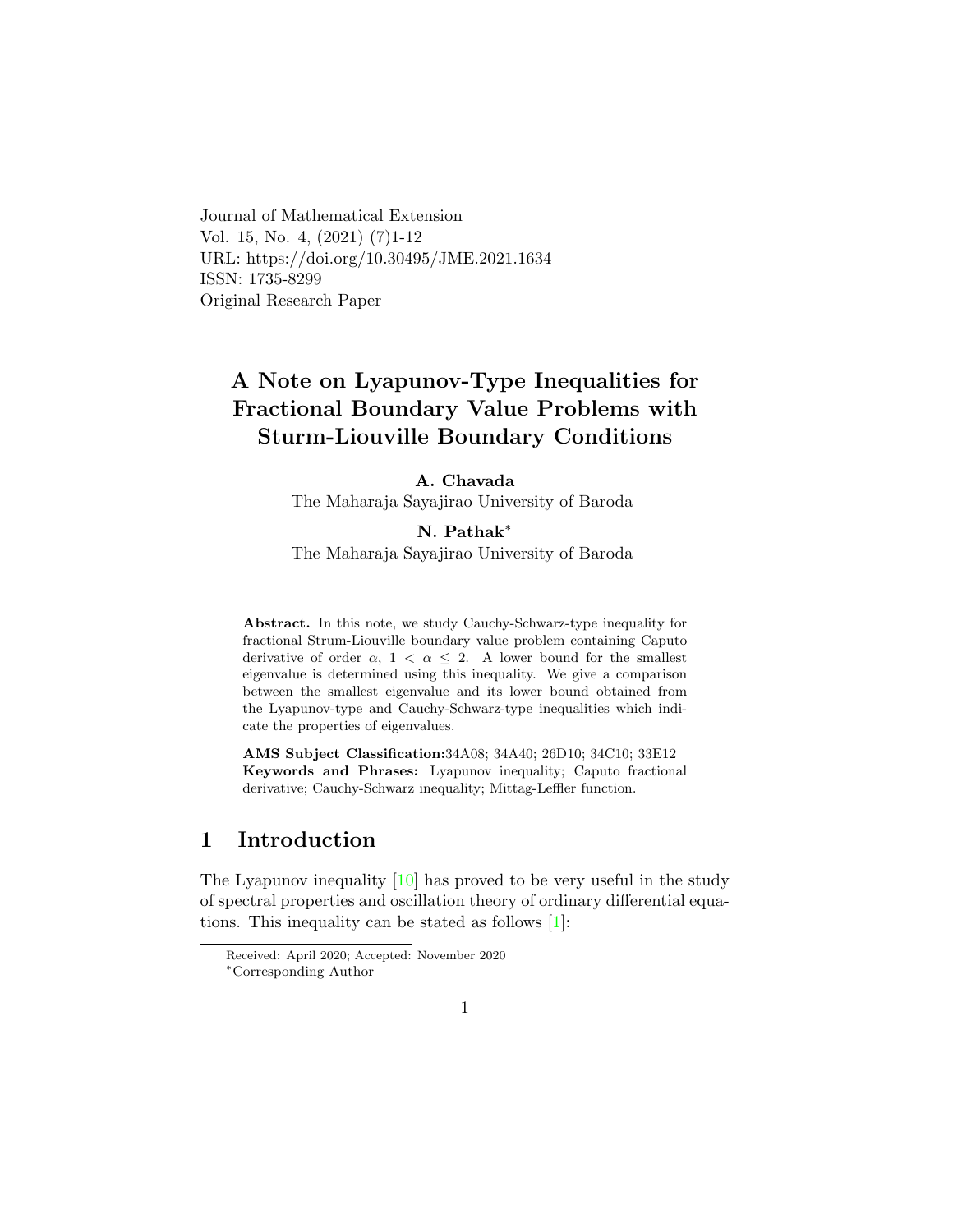Journal of Mathematical Extension
Vol. 15, No. 4, (2021) (7)1-12
URL: https://doi.org/10.30495/JME.2021.1634
ISSN: 1735-8299
Original Research Paper

# A Note on Lyapunov-Type Inequalities for Fractional Boundary Value Problems with Sturm-Liouville Boundary Conditions

**A. Chavada**
The Maharaja Sayajirao University of Baroda

**N. Pathak***
The Maharaja Sayajirao University of Baroda

**Abstract.** In this note, we study Cauchy-Schwarz-type inequality for fractional Strum-Liouville boundary value problem containing Caputo derivative of order $\alpha$, $1 < \alpha \leq 2$. A lower bound for the smallest eigenvalue is determined using this inequality. We give a comparison between the smallest eigenvalue and its lower bound obtained from the Lyapunov-type and Cauchy-Schwarz-type inequalities which indicate the properties of eigenvalues.

**AMS Subject Classification:** 34A08; 34A40; 26D10; 34C10; 33E12
**Keywords and Phrases:** Lyapunov inequality; Caputo fractional derivative; Cauchy-Schwarz inequality; Mittag-Leffler function.

## 1 Introduction

The Lyapunov inequality [10] has proved to be very useful in the study of spectral properties and oscillation theory of ordinary differential equations. This inequality can be stated as follows [1]:

Received: April 2020; Accepted: November 2020
*Corresponding Author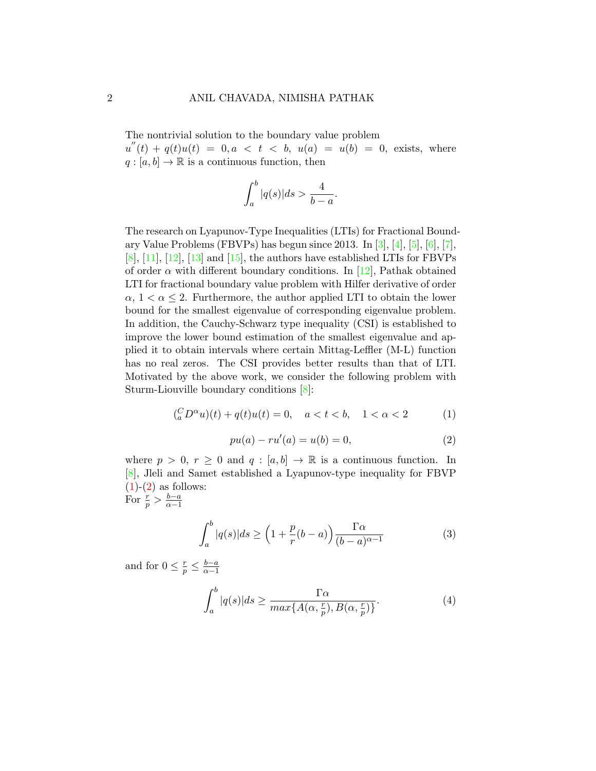The nontrivial solution to the boundary value problem $u^{''}(t) + q(t)u(t) = 0, a < t < b,$ $u(a) = u(b) = 0$, exists, where $q : [a, b] \to \mathbb{R}$ is a continuous function, then

$$\int_a^b |q(s)|ds > \frac{4}{b-a}.$$

The research on Lyapunov-Type Inequalities (LTIs) for Fractional Boundary Value Problems (FBVPs) has begun since 2013. In [3], [4], [5], [6], [7], [8], [11], [12], [13] and [15], the authors have established LTIs for FBVPs of order $\alpha$ with different boundary conditions. In [12], Pathak obtained LTI for fractional boundary value problem with Hilfer derivative of order $\alpha$, $1 < \alpha \leq 2$. Furthermore, the author applied LTI to obtain the lower bound for the smallest eigenvalue of corresponding eigenvalue problem. In addition, the Cauchy-Schwarz type inequality (CSI) is established to improve the lower bound estimation of the smallest eigenvalue and applied it to obtain intervals where certain Mittag-Leffler (M-L) function has no real zeros. The CSI provides better results than that of LTI. Motivated by the above work, we consider the following problem with Sturm-Liouville boundary conditions [8]:

$$({}_a^C D^\alpha u)(t) + q(t)u(t) = 0, \quad a < t < b, \quad 1 < \alpha < 2 \tag{1}$$

$$pu(a) - ru'(a) = u(b) = 0, \tag{2}$$

where $p > 0$, $r \geq 0$ and $q : [a, b] \to \mathbb{R}$ is a continuous function. In [8], Jleli and Samet established a Lyapunov-type inequality for FBVP (1)-(2) as follows:
For $\frac{r}{p} > \frac{b-a}{\alpha-1}$

$$\int_a^b |q(s)|ds \geq \Big(1 + \frac{p}{r}(b-a)\Big)\frac{\Gamma\alpha}{(b-a)^{\alpha-1}} \tag{3}$$

and for $0 \leq \frac{r}{p} \leq \frac{b-a}{\alpha-1}$

$$\int_a^b |q(s)|ds \geq \frac{\Gamma\alpha}{max\{A(\alpha, \frac{r}{p}), B(\alpha, \frac{r}{p})\}}. \tag{4}$$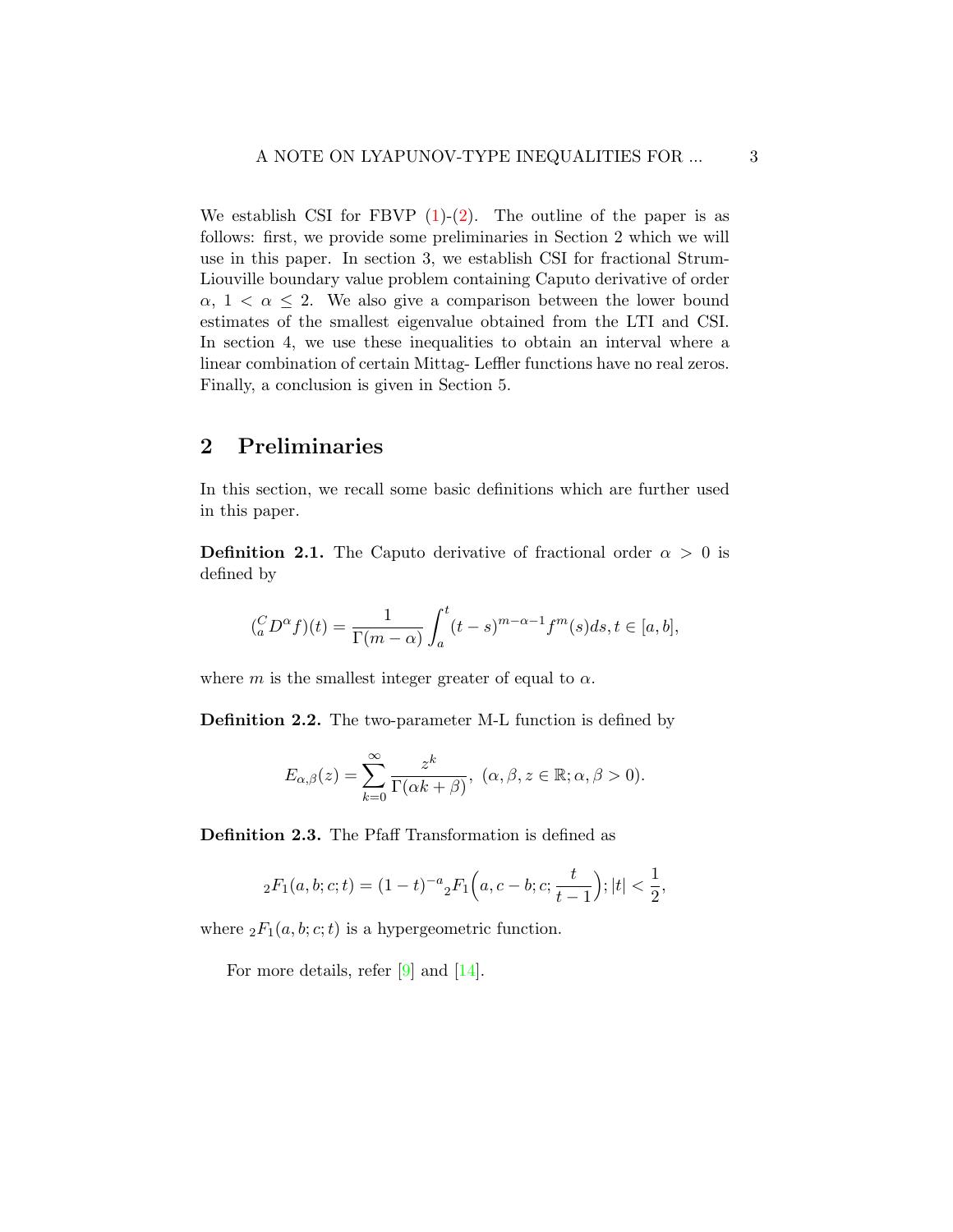We establish CSI for FBVP (1)-(2). The outline of the paper is as follows: first, we provide some preliminaries in Section 2 which we will use in this paper. In section 3, we establish CSI for fractional Strum-Liouville boundary value problem containing Caputo derivative of order $\alpha$, $1 < \alpha \leq 2$. We also give a comparison between the lower bound estimates of the smallest eigenvalue obtained from the LTI and CSI. In section 4, we use these inequalities to obtain an interval where a linear combination of certain Mittag- Leffler functions have no real zeros. Finally, a conclusion is given in Section 5.

## 2 Preliminaries

In this section, we recall some basic definitions which are further used in this paper.

**Definition 2.1.** The Caputo derivative of fractional order $\alpha > 0$ is defined by

$$({}_{a}^{C}D^{\alpha}f)(t) = \frac{1}{\Gamma(m-\alpha)}\int_{a}^{t}(t-s)^{m-\alpha-1}f^{m}(s)ds, t \in [a,b],$$

where $m$ is the smallest integer greater of equal to $\alpha$.

**Definition 2.2.** The two-parameter M-L function is defined by

$$E_{\alpha,\beta}(z) = \sum_{k=0}^{\infty}\frac{z^k}{\Gamma(\alpha k+\beta)},\ (\alpha,\beta,z \in \mathbb{R}; \alpha,\beta > 0).$$

**Definition 2.3.** The Pfaff Transformation is defined as

$${}_2F_1(a,b;c;t) = (1-t)^{-a}{}_2F_1\Big(a, c-b; c; \frac{t}{t-1}\Big); |t| < \frac{1}{2},$$

where ${}_2F_1(a,b;c;t)$ is a hypergeometric function.

For more details, refer [9] and [14].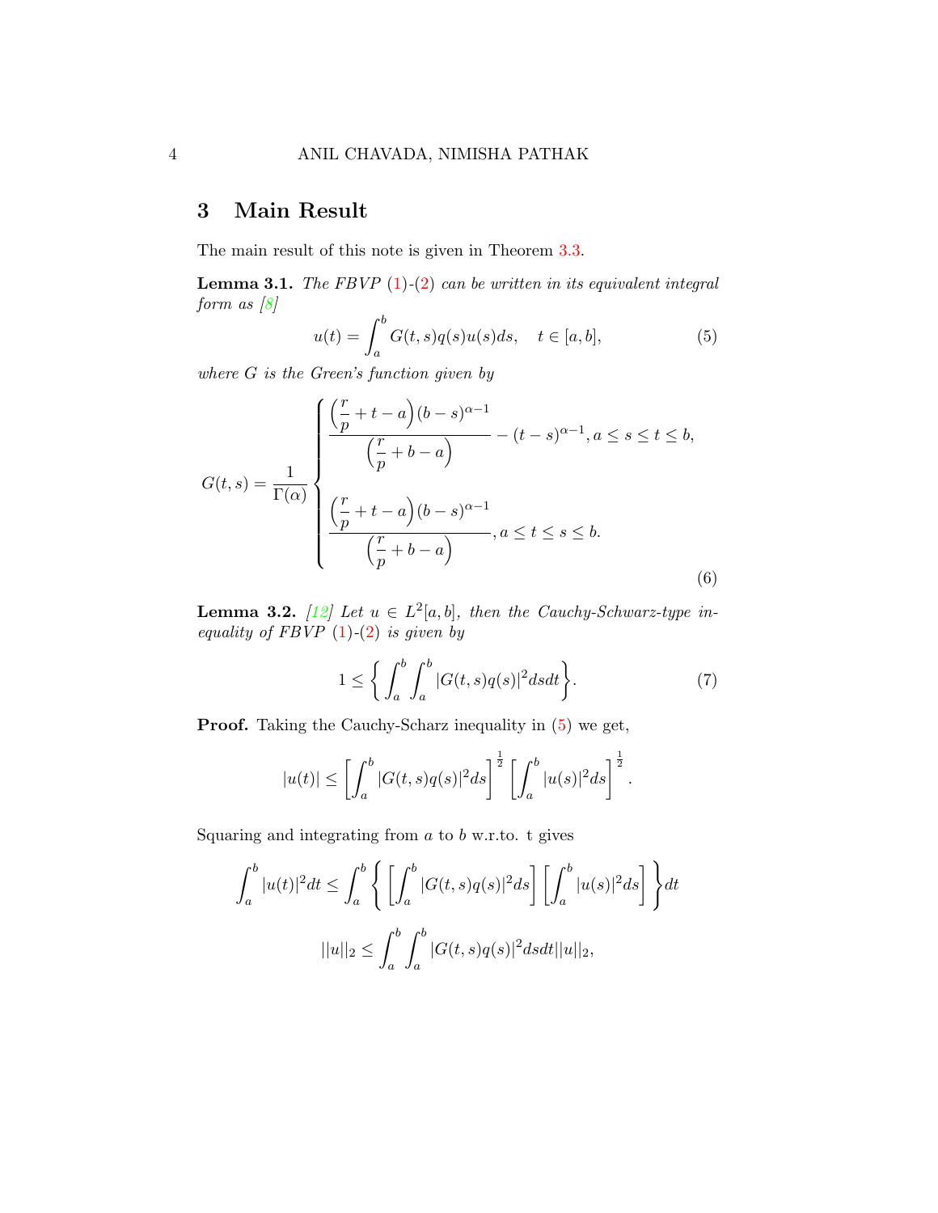## 3 Main Result

The main result of this note is given in Theorem 3.3.

**Lemma 3.1.** *The FBVP (1)-(2) can be written in its equivalent integral form as [8]*

$$u(t) = \int_a^b G(t,s)q(s)u(s)ds, \quad t \in [a,b], \tag{5}$$

*where $G$ is the Green's function given by*

$$G(t,s) = \frac{1}{\Gamma(\alpha)} \begin{cases} \dfrac{\left(\dfrac{r}{p} + t - a\right)(b-s)^{\alpha-1}}{\left(\dfrac{r}{p} + b - a\right)} - (t-s)^{\alpha-1}, a \leq s \leq t \leq b, \\ \\ \dfrac{\left(\dfrac{r}{p} + t - a\right)(b-s)^{\alpha-1}}{\left(\dfrac{r}{p} + b - a\right)}, a \leq t \leq s \leq b. \end{cases} \tag{6}$$

**Lemma 3.2.** *[12] Let $u \in L^2[a,b]$, then the Cauchy-Schwarz-type inequality of FBVP (1)-(2) is given by*

$$1 \leq \left\{ \int_a^b \int_a^b |G(t,s)q(s)|^2 ds dt \right\}. \tag{7}$$

**Proof.** Taking the Cauchy-Scharz inequality in (5) we get,

$$|u(t)| \leq \left[ \int_a^b |G(t,s)q(s)|^2 ds \right]^{\frac{1}{2}} \left[ \int_a^b |u(s)|^2 ds \right]^{\frac{1}{2}}.$$

Squaring and integrating from $a$ to $b$ w.r.to. t gives

$$\int_a^b |u(t)|^2 dt \leq \int_a^b \left\{ \left[ \int_a^b |G(t,s)q(s)|^2 ds \right] \left[ \int_a^b |u(s)|^2 ds \right] \right\} dt$$

$$||u||_2 \leq \int_a^b \int_a^b |G(t,s)q(s)|^2 ds dt ||u||_2,$$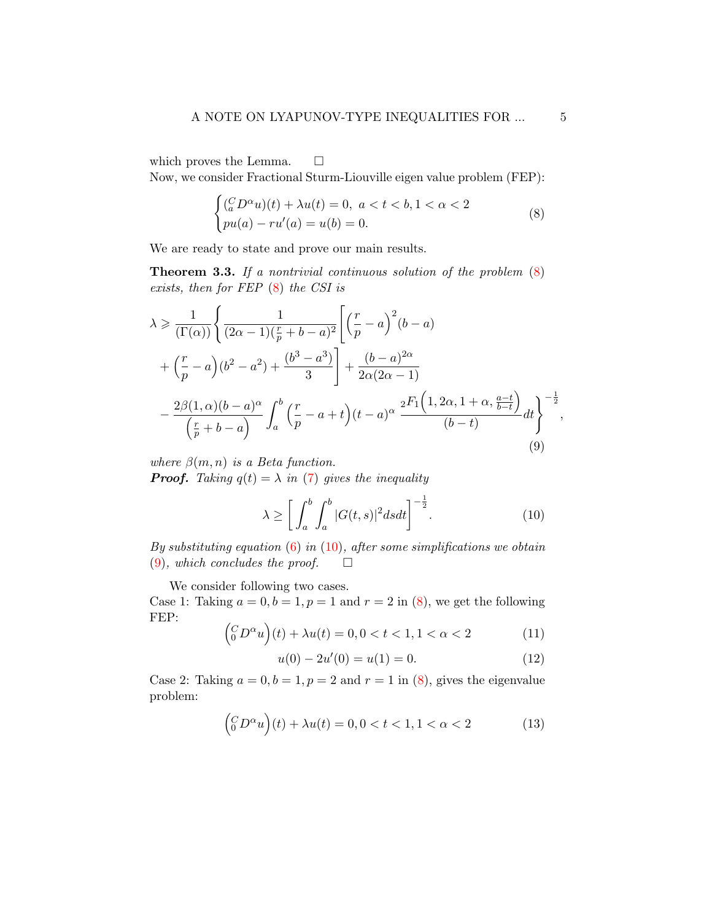which proves the Lemma. $\square$

Now, we consider Fractional Sturm-Liouville eigen value problem (FEP):

$$\begin{cases} ({}_a^C D^{\alpha} u)(t) + \lambda u(t) = 0, \ a < t < b, 1 < \alpha < 2 \\ pu(a) - ru'(a) = u(b) = 0. \end{cases} \tag{8}$$

We are ready to state and prove our main results.

**Theorem 3.3.** *If a nontrivial continuous solution of the problem (8) exists, then for FEP (8) the CSI is*

$$\lambda \geqslant \frac{1}{(\Gamma(\alpha))} \left\{ \frac{1}{(2\alpha - 1)(\frac{r}{p} + b - a)^2} \left[ \left(\frac{r}{p} - a\right)^2 (b - a) + \left(\frac{r}{p} - a\right)(b^2 - a^2) + \frac{(b^3 - a^3)}{3} \right] + \frac{(b - a)^{2\alpha}}{2\alpha(2\alpha - 1)} - \frac{2\beta(1, \alpha)(b - a)^{\alpha}}{\left(\frac{r}{p} + b - a\right)} \int_a^b \left(\frac{r}{p} - a + t\right)(t - a)^{\alpha} \, \frac{{}_2F_1\left(1, 2\alpha, 1 + \alpha, \frac{a - t}{b - t}\right)}{(b - t)} dt \right\}^{-\frac{1}{2}}, \tag{9}$$

*where $\beta(m, n)$ is a Beta function.*

***Proof.*** *Taking $q(t) = \lambda$ in (7) gives the inequality*

$$\lambda \geq \left[ \int_a^b \int_a^b |G(t, s)|^2 ds dt \right]^{-\frac{1}{2}}. \tag{10}$$

*By substituting equation (6) in (10), after some simplifications we obtain (9), which concludes the proof.* $\square$

We consider following two cases.

Case 1: Taking $a = 0, b = 1, p = 1$ and $r = 2$ in (8), we get the following FEP:

$$\left({}_0^C D^{\alpha} u\right)(t) + \lambda u(t) = 0, 0 < t < 1, 1 < \alpha < 2 \tag{11}$$

$$u(0) - 2u'(0) = u(1) = 0. \tag{12}$$

Case 2: Taking $a = 0, b = 1, p = 2$ and $r = 1$ in (8), gives the eigenvalue problem:

$$\left({}_0^C D^{\alpha} u\right)(t) + \lambda u(t) = 0, 0 < t < 1, 1 < \alpha < 2 \tag{13}$$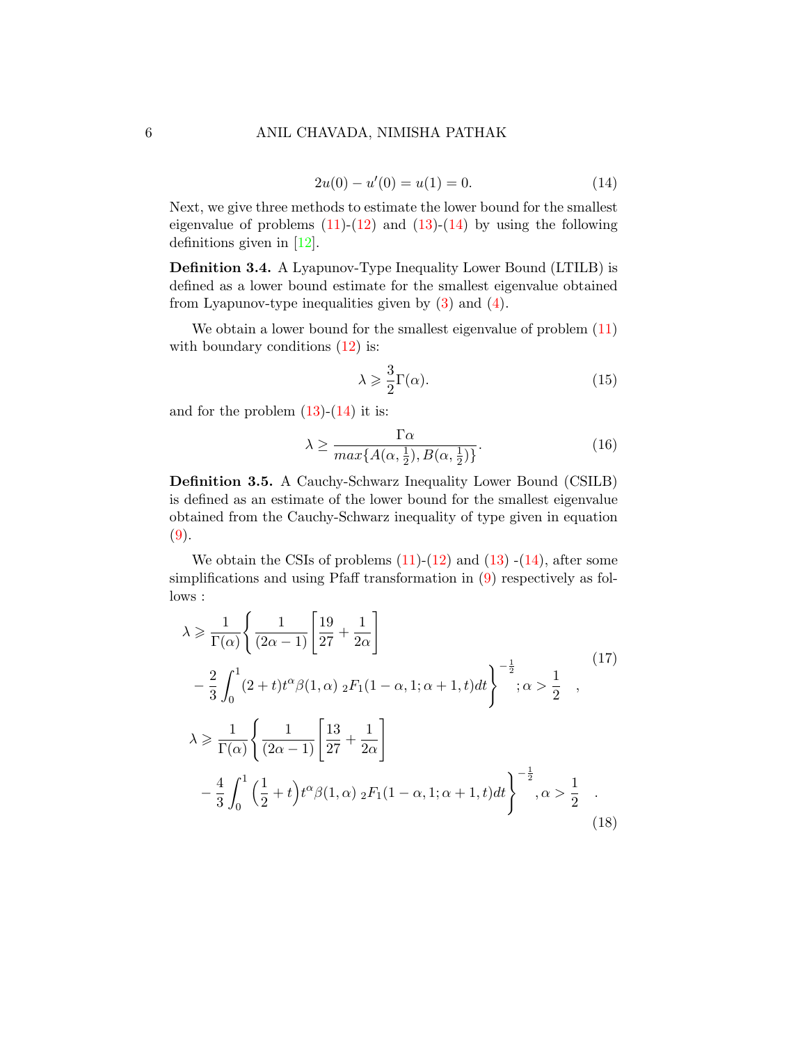$$2u(0) - u'(0) = u(1) = 0. \tag{14}$$

Next, we give three methods to estimate the lower bound for the smallest eigenvalue of problems (11)-(12) and (13)-(14) by using the following definitions given in [12].

**Definition 3.4.** A Lyapunov-Type Inequality Lower Bound (LTILB) is defined as a lower bound estimate for the smallest eigenvalue obtained from Lyapunov-type inequalities given by (3) and (4).

We obtain a lower bound for the smallest eigenvalue of problem (11) with boundary conditions (12) is:

$$\lambda \geqslant \frac{3}{2}\Gamma(\alpha). \tag{15}$$

and for the problem (13)-(14) it is:

$$\lambda \geq \frac{\Gamma\alpha}{max\{A(\alpha, \frac{1}{2}), B(\alpha, \frac{1}{2})\}}. \tag{16}$$

**Definition 3.5.** A Cauchy-Schwarz Inequality Lower Bound (CSILB) is defined as an estimate of the lower bound for the smallest eigenvalue obtained from the Cauchy-Schwarz inequality of type given in equation (9).

We obtain the CSIs of problems (11)-(12) and (13) -(14), after some simplifications and using Pfaff transformation in (9) respectively as follows :

$$\begin{aligned}\lambda \geqslant \frac{1}{\Gamma(\alpha)}\Bigg\{ &\frac{1}{(2\alpha-1)}\left[\frac{19}{27} + \frac{1}{2\alpha}\right] \\ &- \frac{2}{3}\int_0^1 (2+t)t^{\alpha}\beta(1,\alpha)\ {}_2F_1(1-\alpha, 1; \alpha+1, t)dt\Bigg\}^{-\frac{1}{2}}; \alpha > \frac{1}{2} \quad ,\end{aligned} \tag{17}$$

$$\begin{aligned}\lambda \geqslant \frac{1}{\Gamma(\alpha)}\Bigg\{ &\frac{1}{(2\alpha-1)}\left[\frac{13}{27} + \frac{1}{2\alpha}\right] \\ &- \frac{4}{3}\int_0^1 \Big(\frac{1}{2}+t\Big)t^{\alpha}\beta(1,\alpha)\ {}_2F_1(1-\alpha, 1; \alpha+1, t)dt\Bigg\}^{-\frac{1}{2}}, \alpha > \frac{1}{2} \quad .\end{aligned} \tag{18}$$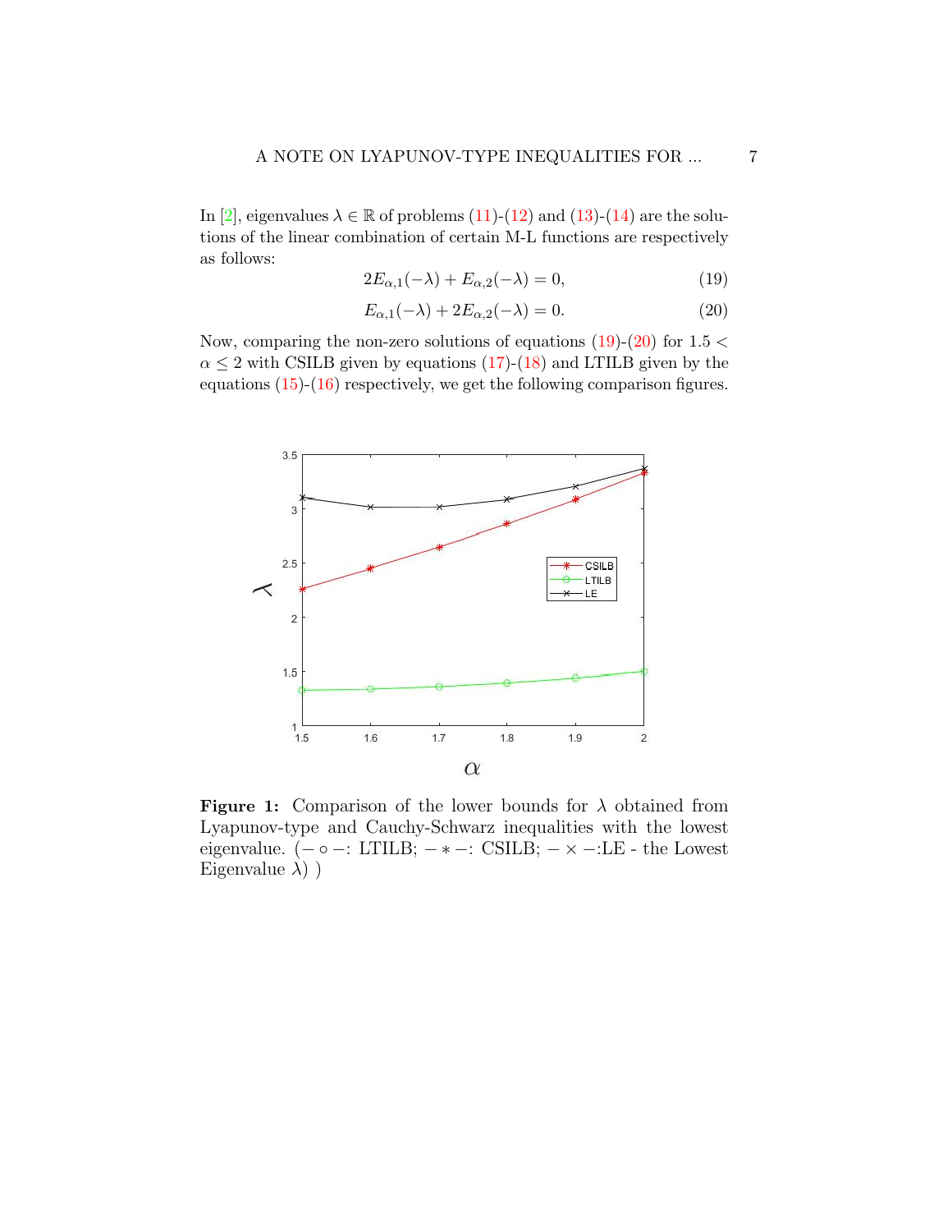In [2], eigenvalues $\lambda \in \mathbb{R}$ of problems (11)-(12) and (13)-(14) are the solutions of the linear combination of certain M-L functions are respectively as follows:

$$2E_{\alpha,1}(-\lambda) + E_{\alpha,2}(-\lambda) = 0, \tag{19}$$

$$E_{\alpha,1}(-\lambda) + 2E_{\alpha,2}(-\lambda) = 0. \tag{20}$$

Now, comparing the non-zero solutions of equations (19)-(20) for $1.5 < \alpha \leq 2$ with CSILB given by equations (17)-(18) and LTILB given by the equations (15)-(16) respectively, we get the following comparison figures.

**Figure 1:** Comparison of the lower bounds for $\lambda$ obtained from Lyapunov-type and Cauchy-Schwarz inequalities with the lowest eigenvalue. ($-\circ-$: LTILB; $-*-$: CSILB; $-\times-$:LE - the Lowest Eigenvalue $\lambda$) )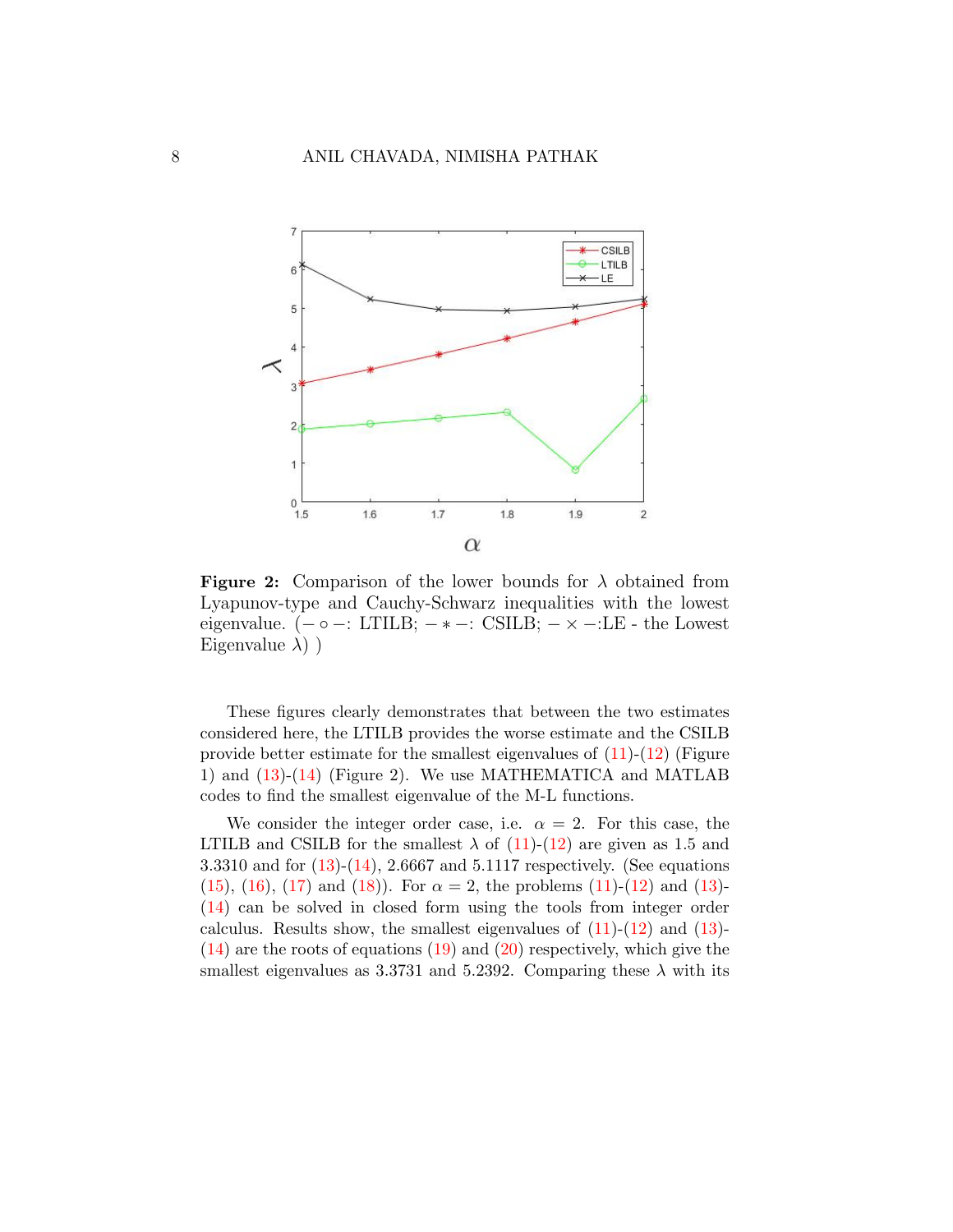**Figure 2:** Comparison of the lower bounds for $\lambda$ obtained from Lyapunov-type and Cauchy-Schwarz inequalities with the lowest eigenvalue. ($-\circ-$: LTILB; $-*-$: CSILB; $-\times-$:LE - the Lowest Eigenvalue $\lambda$) )

These figures clearly demonstrates that between the two estimates considered here, the LTILB provides the worse estimate and the CSILB provide better estimate for the smallest eigenvalues of (11)-(12) (Figure 1) and (13)-(14) (Figure 2). We use MATHEMATICA and MATLAB codes to find the smallest eigenvalue of the M-L functions.

We consider the integer order case, i.e. $\alpha = 2$. For this case, the LTILB and CSILB for the smallest $\lambda$ of (11)-(12) are given as 1.5 and 3.3310 and for (13)-(14), 2.6667 and 5.1117 respectively. (See equations (15), (16), (17) and (18)). For $\alpha = 2$, the problems (11)-(12) and (13)-(14) can be solved in closed form using the tools from integer order calculus. Results show, the smallest eigenvalues of (11)-(12) and (13)-(14) are the roots of equations (19) and (20) respectively, which give the smallest eigenvalues as 3.3731 and 5.2392. Comparing these $\lambda$ with its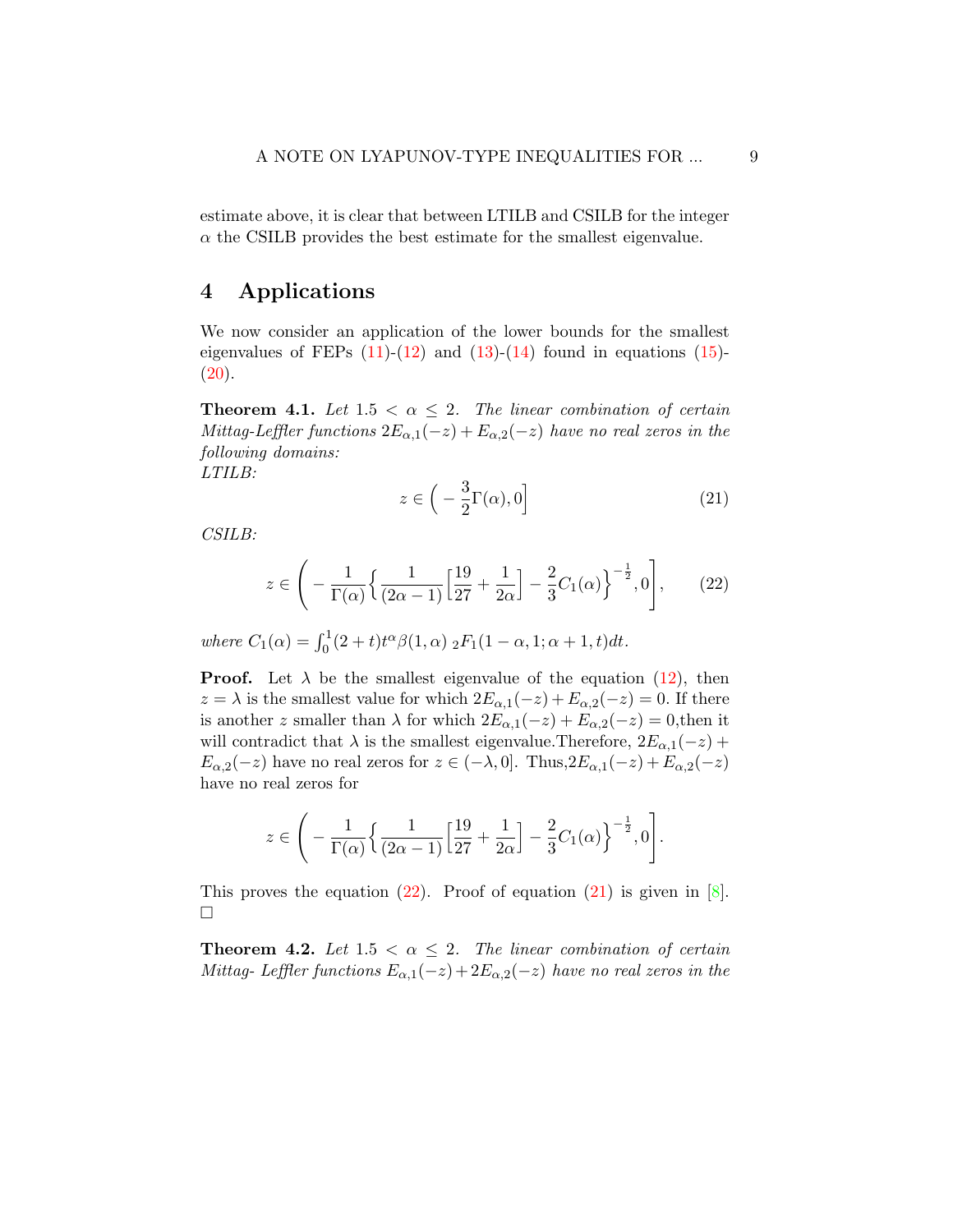estimate above, it is clear that between LTILB and CSILB for the integer $\alpha$ the CSILB provides the best estimate for the smallest eigenvalue.

## 4 Applications

We now consider an application of the lower bounds for the smallest eigenvalues of FEPs (11)-(12) and (13)-(14) found in equations (15)-(20).

**Theorem 4.1.** *Let $1.5 < \alpha \leq 2$. The linear combination of certain Mittag-Leffler functions $2E_{\alpha,1}(-z) + E_{\alpha,2}(-z)$ have no real zeros in the following domains:*
*LTILB:*

$$z \in \Big( -\frac{3}{2}\Gamma(\alpha), 0\Big] \tag{21}$$

*CSILB:*

$$z \in \Bigg( -\frac{1}{\Gamma(\alpha)}\Big\{\frac{1}{(2\alpha-1)}\Big[\frac{19}{27} + \frac{1}{2\alpha}\Big] - \frac{2}{3}C_1(\alpha)\Big\}^{-\frac{1}{2}}, 0\Bigg], \tag{22}$$

*where $C_1(\alpha) = \int_0^1 (2+t)t^{\alpha}\beta(1,\alpha)\ {}_2F_1(1-\alpha, 1; \alpha+1, t)dt$.*

**Proof.** Let $\lambda$ be the smallest eigenvalue of the equation (12), then $z = \lambda$ is the smallest value for which $2E_{\alpha,1}(-z) + E_{\alpha,2}(-z) = 0$. If there is another $z$ smaller than $\lambda$ for which $2E_{\alpha,1}(-z) + E_{\alpha,2}(-z) = 0$,then it will contradict that $\lambda$ is the smallest eigenvalue.Therefore, $2E_{\alpha,1}(-z) + E_{\alpha,2}(-z)$ have no real zeros for $z \in (-\lambda, 0]$. Thus,$2E_{\alpha,1}(-z) + E_{\alpha,2}(-z)$ have no real zeros for

$$z \in \Bigg( -\frac{1}{\Gamma(\alpha)}\Big\{\frac{1}{(2\alpha-1)}\Big[\frac{19}{27} + \frac{1}{2\alpha}\Big] - \frac{2}{3}C_1(\alpha)\Big\}^{-\frac{1}{2}}, 0\Bigg].$$

This proves the equation (22). Proof of equation (21) is given in [8]. □

**Theorem 4.2.** *Let $1.5 < \alpha \leq 2$. The linear combination of certain Mittag- Leffler functions $E_{\alpha,1}(-z) + 2E_{\alpha,2}(-z)$ have no real zeros in the*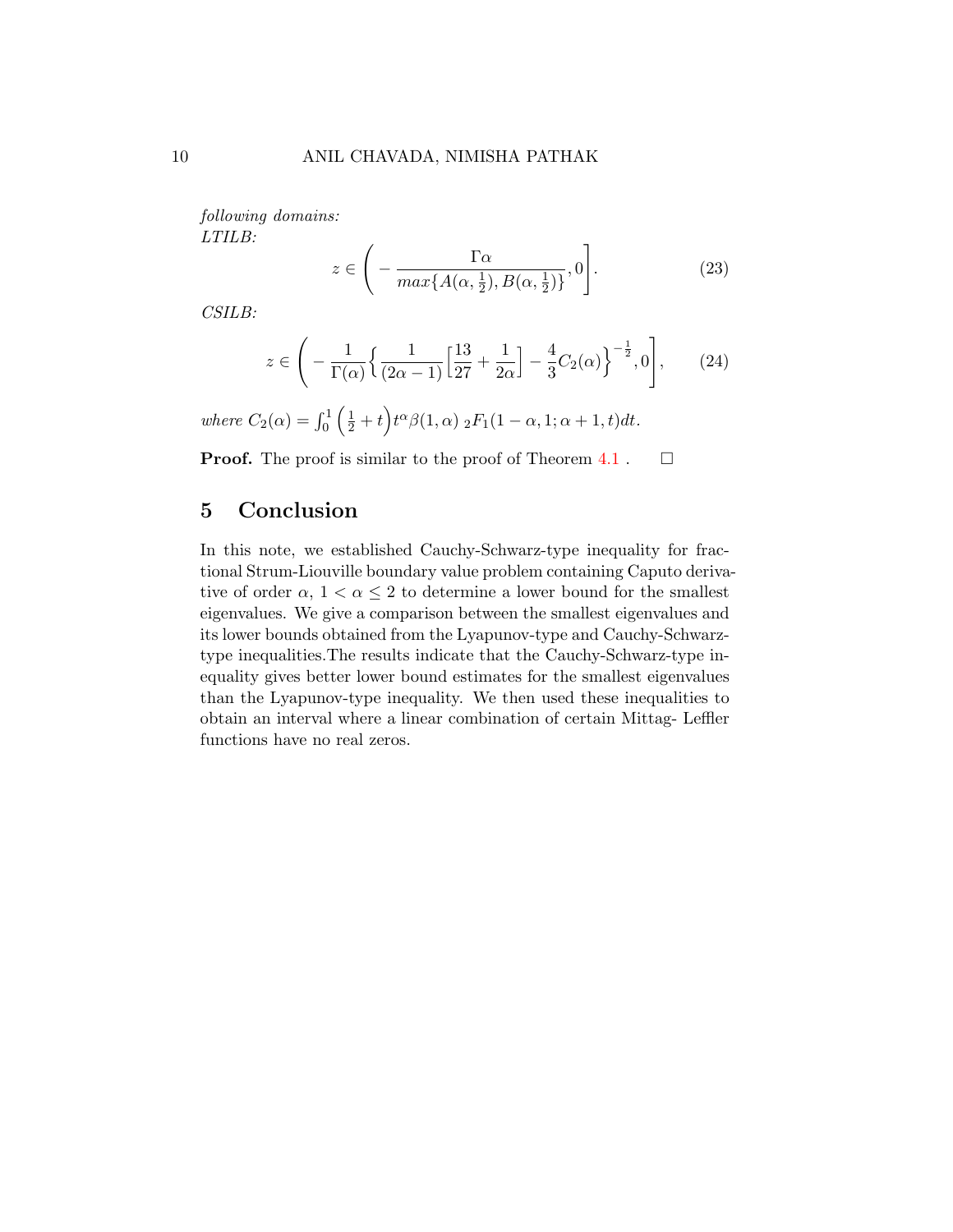*following domains:*
*LTILB:*

$$z \in \left( - \frac{\Gamma\alpha}{max\{A(\alpha, \frac{1}{2}), B(\alpha, \frac{1}{2})\}}, 0 \right]. \tag{23}$$

*CSILB:*

$$z \in \left( - \frac{1}{\Gamma(\alpha)} \Big\{ \frac{1}{(2\alpha - 1)} \Big[ \frac{13}{27} + \frac{1}{2\alpha} \Big] - \frac{4}{3} C_2(\alpha) \Big\}^{-\frac{1}{2}}, 0 \right], \tag{24}$$

*where* $C_2(\alpha) = \int_0^1 \Big(\frac{1}{2} + t\Big) t^{\alpha} \beta(1, \alpha)\ {}_2F_1(1 - \alpha, 1; \alpha + 1, t) dt.$

**Proof.** The proof is similar to the proof of Theorem 4.1 . □

## 5 Conclusion

In this note, we established Cauchy-Schwarz-type inequality for fractional Strum-Liouville boundary value problem containing Caputo derivative of order $\alpha$, $1 < \alpha \leq 2$ to determine a lower bound for the smallest eigenvalues. We give a comparison between the smallest eigenvalues and its lower bounds obtained from the Lyapunov-type and Cauchy-Schwarz-type inequalities.The results indicate that the Cauchy-Schwarz-type inequality gives better lower bound estimates for the smallest eigenvalues than the Lyapunov-type inequality. We then used these inequalities to obtain an interval where a linear combination of certain Mittag- Leffler functions have no real zeros.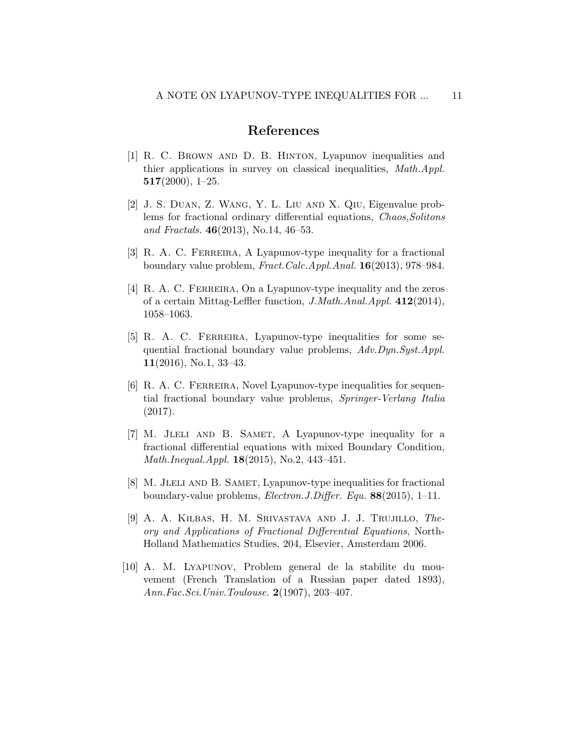## References

[1] R. C. Brown and D. B. Hinton, Lyapunov inequalities and thier applications in survey on classical inequalities, *Math.Appl.* **517**(2000), 1–25.

[2] J. S. Duan, Z. Wang, Y. L. Liu and X. Qiu, Eigenvalue problems for fractional ordinary differential equations, *Chaos,Solitons and Fractals.* **46**(2013), No.14, 46–53.

[3] R. A. C. Ferreira, A Lyapunov-type inequality for a fractional boundary value problem, *Fract.Calc.Appl.Anal.* **16**(2013), 978–984.

[4] R. A. C. Ferreira, On a Lyapunov-type inequality and the zeros of a certain Mittag-Leffler function, *J.Math.Anal.Appl.* **412**(2014), 1058–1063.

[5] R. A. C. Ferreira, Lyapunov-type inequalities for some sequential fractional boundary value problems, *Adv.Dyn.Syst.Appl.* **11**(2016), No.1, 33–43.

[6] R. A. C. Ferreira, Novel Lyapunov-type inequalities for sequential fractional boundary value problems, *Springer-Verlang Italia* (2017).

[7] M. Jleli and B. Samet, A Lyapunov-type inequality for a fractional differential equations with mixed Boundary Condition, *Math.Inequal.Appl.* **18**(2015), No.2, 443–451.

[8] M. Jleli and B. Samet, Lyapunov-type inequalities for fractional boundary-value problems, *Electron.J.Differ. Equ.* **88**(2015), 1–11.

[9] A. A. Kilbas, H. M. Srivastava and J. J. Trujillo, *Theory and Applications of Fractional Differential Equations*, North-Holland Mathematics Studies, 204, Elsevier, Amsterdam 2006.

[10] A. M. Lyapunov, Problem general de la stabilite du mouvement (French Translation of a Russian paper dated 1893), *Ann.Fac.Sci.Univ.Toulouse.* **2**(1907), 203–407.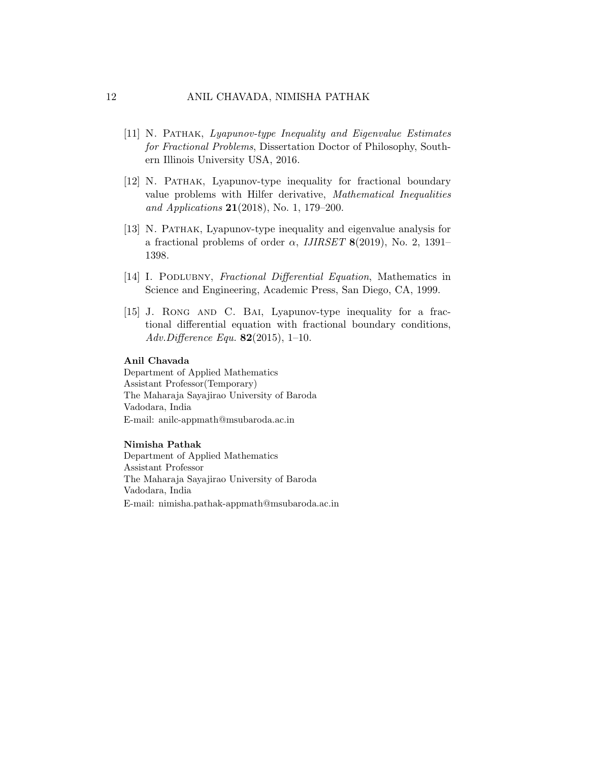[11] N. Pathak, *Lyapunov-type Inequality and Eigenvalue Estimates for Fractional Problems*, Dissertation Doctor of Philosophy, Southern Illinois University USA, 2016.

[12] N. Pathak, Lyapunov-type inequality for fractional boundary value problems with Hilfer derivative, *Mathematical Inequalities and Applications* **21**(2018), No. 1, 179–200.

[13] N. Pathak, Lyapunov-type inequality and eigenvalue analysis for a fractional problems of order $\alpha$, *IJIRSET* **8**(2019), No. 2, 1391–1398.

[14] I. Podlubny, *Fractional Differential Equation*, Mathematics in Science and Engineering, Academic Press, San Diego, CA, 1999.

[15] J. Rong and C. Bai, Lyapunov-type inequality for a fractional differential equation with fractional boundary conditions, *Adv.Difference Equ.* **82**(2015), 1–10.

**Anil Chavada**
Department of Applied Mathematics
Assistant Professor(Temporary)
The Maharaja Sayajirao University of Baroda
Vadodara, India
E-mail: anilc-appmath@msubaroda.ac.in

**Nimisha Pathak**
Department of Applied Mathematics
Assistant Professor
The Maharaja Sayajirao University of Baroda
Vadodara, India
E-mail: nimisha.pathak-appmath@msubaroda.ac.in